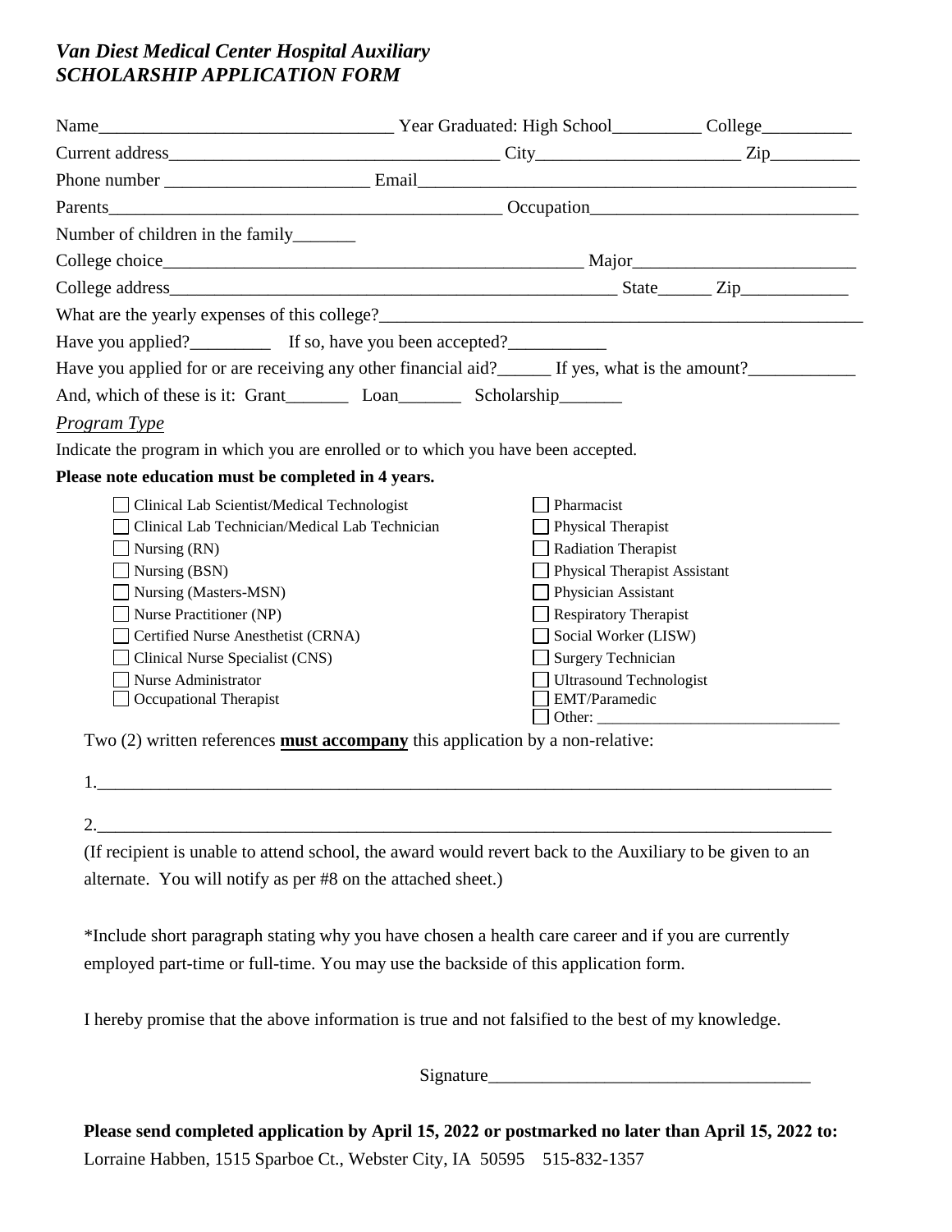# *Van Diest Medical Center Hospital Auxiliary*
# *SCHOLARSHIP APPLICATION FORM*

Name________________________________ Year Graduated: High School__________ College__________

Current address____________________________________ City______________________ Zip__________

Phone number ______________________ Email_____________________________________________

Parents____________________________________________ Occupation_____________________________

Number of children in the family_______

College choice_______________________________________________ Major________________________

College address__________________________________________________ State______ Zip____________

What are the yearly expenses of this college?______________________________________________________

Have you applied?_________ If so, have you been accepted?___________

Have you applied for or are receiving any other financial aid?______ If yes, what is the amount?____________

And, which of these is it: Grant_______ Loan_______ Scholarship_______

*Program Type*

Indicate the program in which you are enrolled or to which you have been accepted.

**Please note education must be completed in 4 years.**

- ☐ Clinical Lab Scientist/Medical Technologist
- ☐ Clinical Lab Technician/Medical Lab Technician
- ☐ Nursing (RN)
- ☐ Nursing (BSN)
- ☐ Nursing (Masters-MSN)
- ☐ Nurse Practitioner (NP)
- ☐ Certified Nurse Anesthetist (CRNA)
- ☐ Clinical Nurse Specialist (CNS)
- ☐ Nurse Administrator
- ☐ Occupational Therapist
- ☐ Pharmacist
- ☐ Physical Therapist
- ☐ Radiation Therapist
- ☐ Physical Therapist Assistant
- ☐ Physician Assistant
- ☐ Respiratory Therapist
- ☐ Social Worker (LISW)
- ☐ Surgery Technician
- ☐ Ultrasound Technologist
- ☐ EMT/Paramedic
- ☐ Other: ____________________________

Two (2) written references **must accompany** this application by a non-relative:

1.____________________________________________________________________________________

2.____________________________________________________________________________________

(If recipient is unable to attend school, the award would revert back to the Auxiliary to be given to an alternate. You will notify as per #8 on the attached sheet.)

*Include short paragraph stating why you have chosen a health care career and if you are currently employed part-time or full-time. You may use the backside of this application form.

I hereby promise that the above information is true and not falsified to the best of my knowledge.

Signature___________________________________

**Please send completed application by April 15, 2022 or postmarked no later than April 15, 2022 to:**
Lorraine Habben, 1515 Sparboe Ct., Webster City, IA 50595 515-832-1357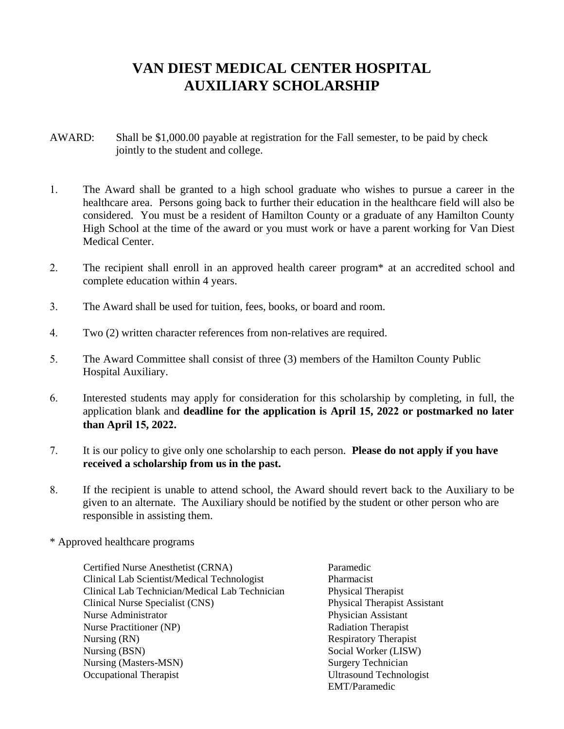# VAN DIEST MEDICAL CENTER HOSPITAL AUXILIARY SCHOLARSHIP

AWARD: Shall be $1,000.00 payable at registration for the Fall semester, to be paid by check jointly to the student and college.

1. The Award shall be granted to a high school graduate who wishes to pursue a career in the healthcare area. Persons going back to further their education in the healthcare field will also be considered. You must be a resident of Hamilton County or a graduate of any Hamilton County High School at the time of the award or you must work or have a parent working for Van Diest Medical Center.

2. The recipient shall enroll in an approved health career program* at an accredited school and complete education within 4 years.

3. The Award shall be used for tuition, fees, books, or board and room.

4. Two (2) written character references from non-relatives are required.

5. The Award Committee shall consist of three (3) members of the Hamilton County Public Hospital Auxiliary.

6. Interested students may apply for consideration for this scholarship by completing, in full, the application blank and **deadline for the application is April 15, 2022 or postmarked no later than April 15, 2022.**

7. It is our policy to give only one scholarship to each person. **Please do not apply if you have received a scholarship from us in the past.**

8. If the recipient is unable to attend school, the Award should revert back to the Auxiliary to be given to an alternate. The Auxiliary should be notified by the student or other person who are responsible in assisting them.

\* Approved healthcare programs

- Certified Nurse Anesthetist (CRNA)
- Clinical Lab Scientist/Medical Technologist
- Clinical Lab Technician/Medical Lab Technician
- Clinical Nurse Specialist (CNS)
- Nurse Administrator
- Nurse Practitioner (NP)
- Nursing (RN)
- Nursing (BSN)
- Nursing (Masters-MSN)
- Occupational Therapist
- Paramedic
- Pharmacist
- Physical Therapist
- Physical Therapist Assistant
- Physician Assistant
- Radiation Therapist
- Respiratory Therapist
- Social Worker (LISW)
- Surgery Technician
- Ultrasound Technologist
- EMT/Paramedic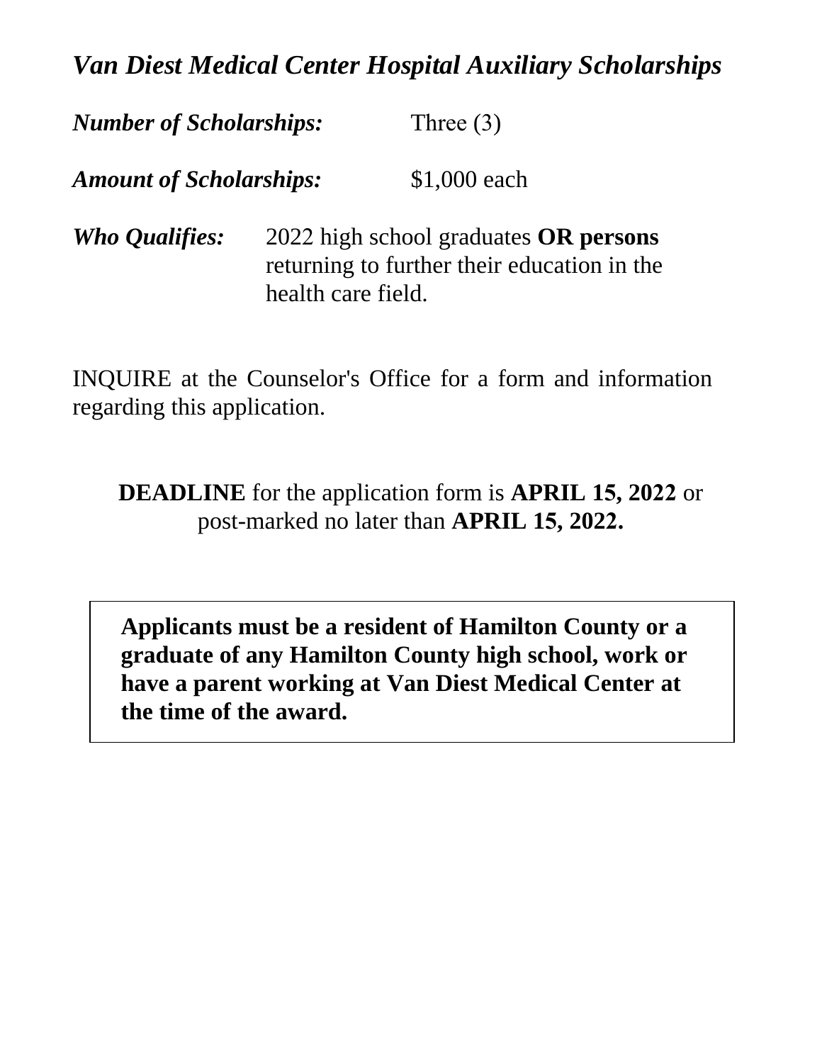## *Van Diest Medical Center Hospital Auxiliary Scholarships*

***Number of Scholarships:*** Three (3)

***Amount of Scholarships:*** $1,000 each

***Who Qualifies:*** 2022 high school graduates **OR persons** returning to further their education in the health care field.

INQUIRE at the Counselor's Office for a form and information regarding this application.

**DEADLINE** for the application form is **APRIL 15, 2022** or post-marked no later than **APRIL 15, 2022.**

**Applicants must be a resident of Hamilton County or a graduate of any Hamilton County high school, work or have a parent working at Van Diest Medical Center at the time of the award.**